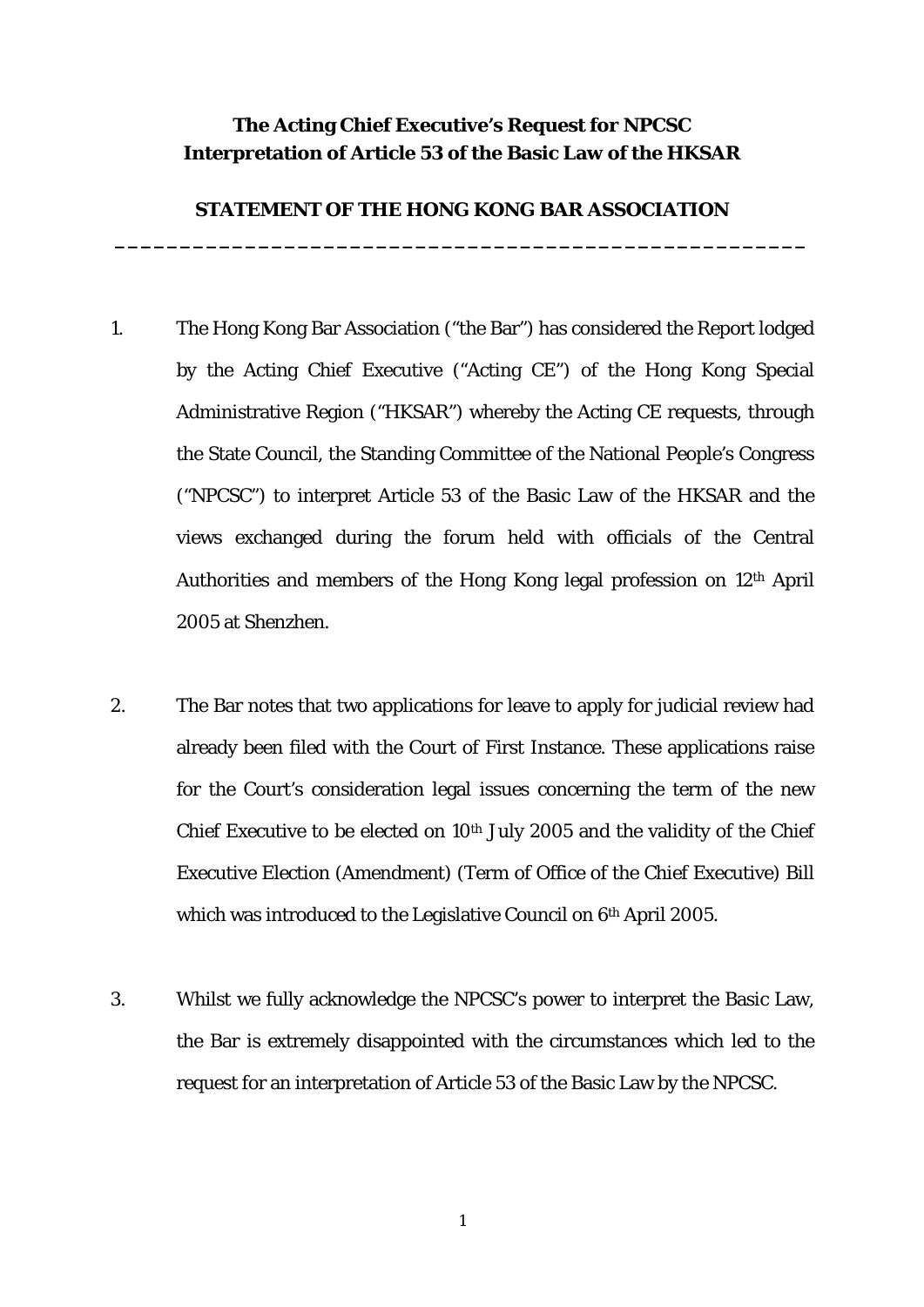**The Acting Chief Executive's Request for NPCSC Interpretation of Article 53 of the Basic Law of the HKSAR**

**STATEMENT OF THE HONG KONG BAR ASSOCIATION**

---

1. The Hong Kong Bar Association ("the Bar") has considered the Report lodged by the Acting Chief Executive ("Acting CE") of the Hong Kong Special Administrative Region ("HKSAR") whereby the Acting CE requests, through the State Council, the Standing Committee of the National People's Congress ("NPCSC") to interpret Article 53 of the Basic Law of the HKSAR and the views exchanged during the forum held with officials of the Central Authorities and members of the Hong Kong legal profession on 12th April 2005 at Shenzhen.

2. The Bar notes that two applications for leave to apply for judicial review had already been filed with the Court of First Instance. These applications raise for the Court's consideration legal issues concerning the term of the new Chief Executive to be elected on 10th July 2005 and the validity of the Chief Executive Election (Amendment) (Term of Office of the Chief Executive) Bill which was introduced to the Legislative Council on 6th April 2005.

3. Whilst we fully acknowledge the NPCSC's power to interpret the Basic Law, the Bar is extremely disappointed with the circumstances which led to the request for an interpretation of Article 53 of the Basic Law by the NPCSC.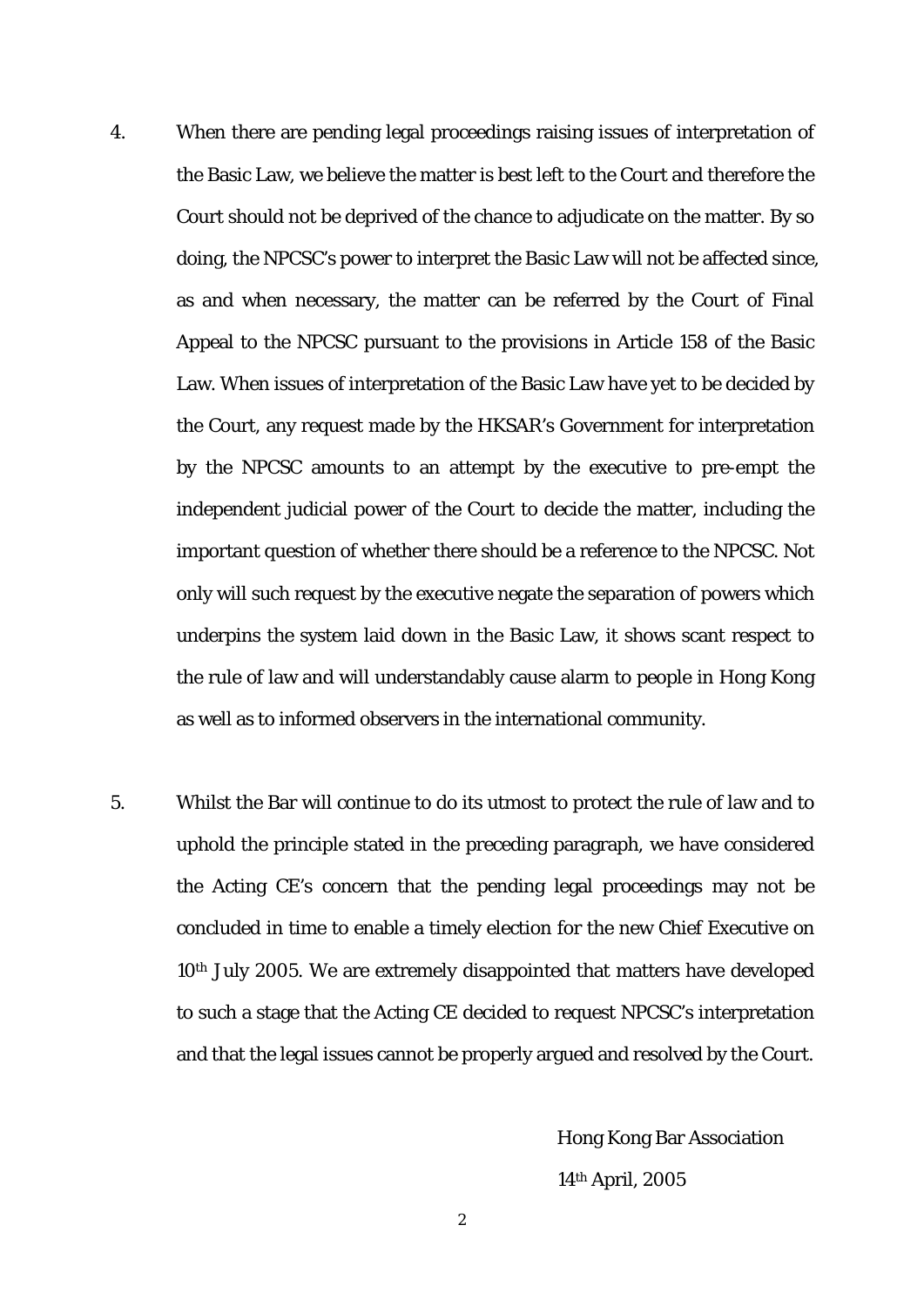4. When there are pending legal proceedings raising issues of interpretation of the Basic Law, we believe the matter is best left to the Court and therefore the Court should not be deprived of the chance to adjudicate on the matter. By so doing, the NPCSC's power to interpret the Basic Law will not be affected since, as and when necessary, the matter can be referred by the Court of Final Appeal to the NPCSC pursuant to the provisions in Article 158 of the Basic Law. When issues of interpretation of the Basic Law have yet to be decided by the Court, any request made by the HKSAR's Government for interpretation by the NPCSC amounts to an attempt by the executive to pre-empt the independent judicial power of the Court to decide the matter, including the important question of whether there should be a reference to the NPCSC. Not only will such request by the executive negate the separation of powers which underpins the system laid down in the Basic Law, it shows scant respect to the rule of law and will understandably cause alarm to people in Hong Kong as well as to informed observers in the international community.

5. Whilst the Bar will continue to do its utmost to protect the rule of law and to uphold the principle stated in the preceding paragraph, we have considered the Acting CE's concern that the pending legal proceedings may not be concluded in time to enable a timely election for the new Chief Executive on 10th July 2005. We are extremely disappointed that matters have developed to such a stage that the Acting CE decided to request NPCSC's interpretation and that the legal issues cannot be properly argued and resolved by the Court.

Hong Kong Bar Association

14th April, 2005